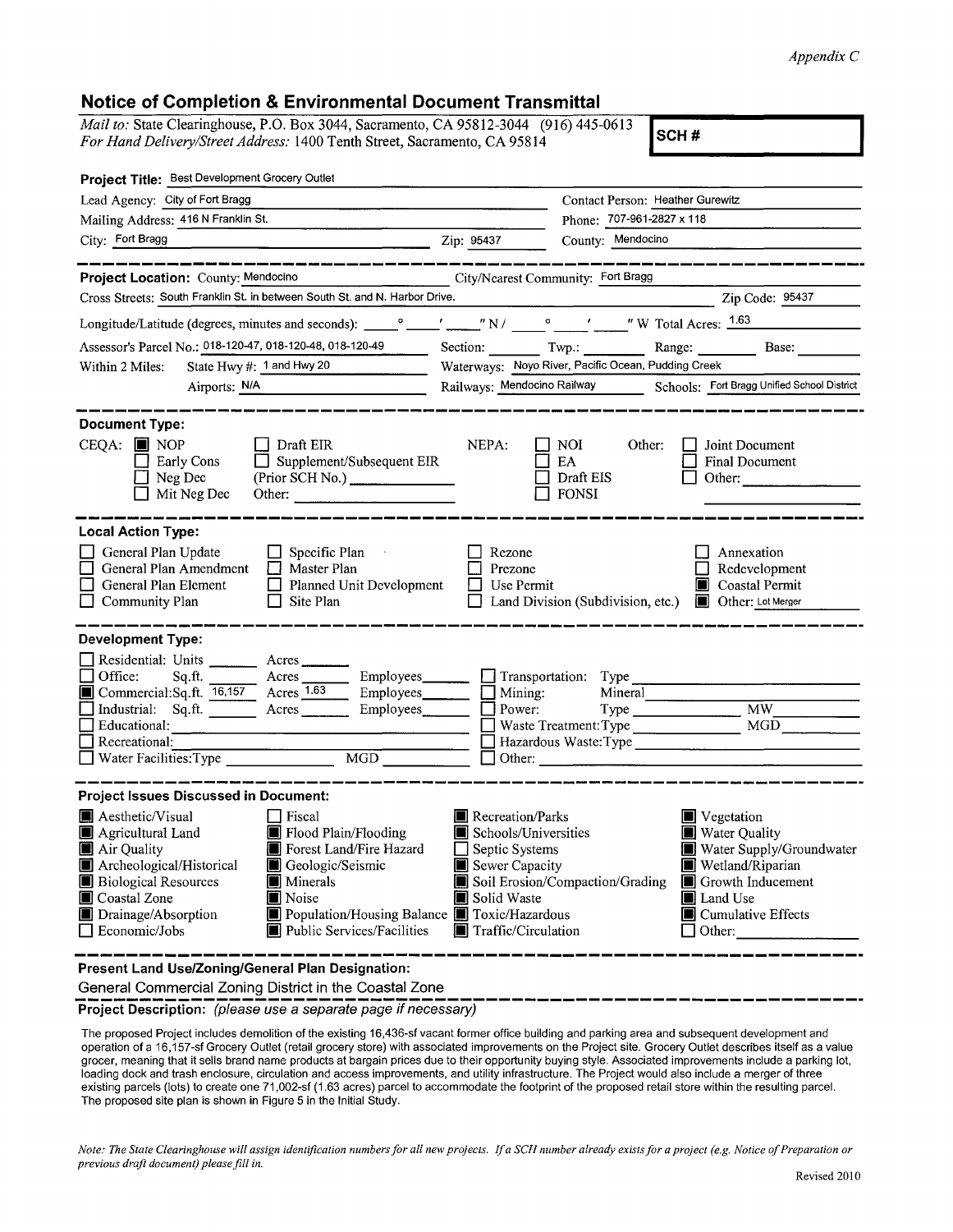*Appendix C*

## Notice of Completion & Environmental Document Transmittal

*Mail to:* State Clearinghouse, P.O. Box 3044, Sacramento, CA 95812-3044 (916) 445-0613
*For Hand Delivery/Street Address:* 1400 Tenth Street, Sacramento, CA 95814

**SCH #**

**Project Title:** Best Development Grocery Outlet

Lead Agency: City of Fort Bragg
Contact Person: Heather Gurewitz
Mailing Address: 416 N Franklin St.
Phone: 707-961-2827 x 118
City: Fort Bragg
Zip: 95437
County: Mendocino

**Project Location:** County: Mendocino
City/Nearest Community: Fort Bragg
Cross Streets: South Franklin St. in between South St. and N. Harbor Drive.
Zip Code: 95437

Longitude/Latitude (degrees, minutes and seconds): ____° ____′ ____″ N / ____° ____′ ____″ W Total Acres: 1.63

Assessor's Parcel No.: 018-120-47, 018-120-48, 018-120-49
Section: ____ Twp.: ____ Range: ____ Base: ____

Within 2 Miles: State Hwy #: 1 and Hwy 20
Waterways: Noyo River, Pacific Ocean, Pudding Creek
Airports: N/A
Railways: Mendocino Railway
Schools: Fort Bragg Unified School District

**Document Type:**

CEQA: ■ NOP ☐ Early Cons ☐ Neg Dec ☐ Mit Neg Dec ☐ Draft EIR ☐ Supplement/Subsequent EIR (Prior SCH No.) ____ Other: ____

NEPA: ☐ NOI ☐ EA ☐ Draft EIS ☐ FONSI

Other: ☐ Joint Document ☐ Final Document ☐ Other: ____

**Local Action Type:**

☐ General Plan Update
☐ General Plan Amendment
☐ General Plan Element
☐ Community Plan
☐ Specific Plan
☐ Master Plan
☐ Planned Unit Development
☐ Site Plan
☐ Rezone
☐ Prezone
☐ Use Permit
☐ Land Division (Subdivision, etc.)
☐ Annexation
☐ Redevelopment
■ Coastal Permit
■ Other: Lot Merger

**Development Type:**

☐ Residential: Units ____ Acres ____
☐ Office: Sq.ft. ____ Acres ____ Employees ____
■ Commercial: Sq.ft. 16,157 Acres 1.63 Employees ____
☐ Industrial: Sq.ft. ____ Acres ____ Employees ____
☐ Educational: ____
☐ Recreational: ____
☐ Water Facilities: Type ____ MGD ____
☐ Transportation: Type ____
☐ Mining: Mineral ____
☐ Power: Type ____ MW ____
☐ Waste Treatment: Type ____ MGD ____
☐ Hazardous Waste: Type ____
☐ Other: ____

**Project Issues Discussed in Document:**

■ Aesthetic/Visual
■ Agricultural Land
■ Air Quality
■ Archeological/Historical
■ Biological Resources
■ Coastal Zone
■ Drainage/Absorption
☐ Economic/Jobs
☐ Fiscal
■ Flood Plain/Flooding
■ Forest Land/Fire Hazard
■ Geologic/Seismic
■ Minerals
■ Noise
■ Population/Housing Balance
■ Public Services/Facilities
■ Recreation/Parks
■ Schools/Universities
☐ Septic Systems
■ Sewer Capacity
■ Soil Erosion/Compaction/Grading
■ Solid Waste
■ Toxic/Hazardous
■ Traffic/Circulation
■ Vegetation
■ Water Quality
■ Water Supply/Groundwater
■ Wetland/Riparian
■ Growth Inducement
■ Land Use
■ Cumulative Effects
☐ Other: ____

**Present Land Use/Zoning/General Plan Designation:**

General Commercial Zoning District in the Coastal Zone

**Project Description:** *(please use a separate page if necessary)*

The proposed Project includes demolition of the existing 16,436-sf vacant former office building and parking area and subsequent development and operation of a 16,157-sf Grocery Outlet (retail grocery store) with associated improvements on the Project site. Grocery Outlet describes itself as a value grocer, meaning that it sells brand name products at bargain prices due to their opportunity buying style. Associated improvements include a parking lot, loading dock and trash enclosure, circulation and access improvements, and utility infrastructure. The Project would also include a merger of three existing parcels (lots) to create one 71,002-sf (1.63 acres) parcel to accommodate the footprint of the proposed retail store within the resulting parcel. The proposed site plan is shown in Figure 5 in the Initial Study.

*Note: The State Clearinghouse will assign identification numbers for all new projects. If a SCH number already exists for a project (e.g. Notice of Preparation or previous draft document) please fill in.*

Revised 2010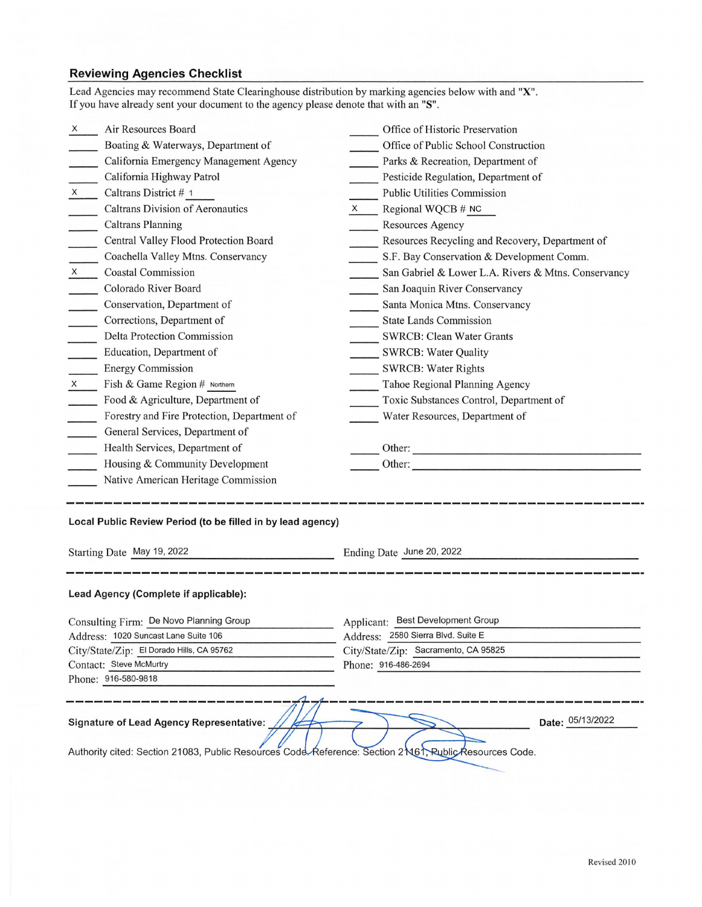## Reviewing Agencies Checklist

Lead Agencies may recommend State Clearinghouse distribution by marking agencies below with and "**X**".
If you have already sent your document to the agency please denote that with an "**S**".

| | | | |
|---|---|---|---|
| X | Air Resources Board | | Office of Historic Preservation |
| | Boating & Waterways, Department of | | Office of Public School Construction |
| | California Emergency Management Agency | | Parks & Recreation, Department of |
| | California Highway Patrol | | Pesticide Regulation, Department of |
| X | Caltrans District # 1 | | Public Utilities Commission |
| | Caltrans Division of Aeronautics | X | Regional WQCB # NC |
| | Caltrans Planning | | Resources Agency |
| | Central Valley Flood Protection Board | | Resources Recycling and Recovery, Department of |
| | Coachella Valley Mtns. Conservancy | | S.F. Bay Conservation & Development Comm. |
| X | Coastal Commission | | San Gabriel & Lower L.A. Rivers & Mtns. Conservancy |
| | Colorado River Board | | San Joaquin River Conservancy |
| | Conservation, Department of | | Santa Monica Mtns. Conservancy |
| | Corrections, Department of | | State Lands Commission |
| | Delta Protection Commission | | SWRCB: Clean Water Grants |
| | Education, Department of | | SWRCB: Water Quality |
| | Energy Commission | | SWRCB: Water Rights |
| X | Fish & Game Region # Northern | | Tahoe Regional Planning Agency |
| | Food & Agriculture, Department of | | Toxic Substances Control, Department of |
| | Forestry and Fire Protection, Department of | | Water Resources, Department of |
| | General Services, Department of | | |
| | Health Services, Department of | | Other: |
| | Housing & Community Development | | Other: |
| | Native American Heritage Commission | | |

---

**Local Public Review Period (to be filled in by lead agency)**

Starting Date May 19, 2022 Ending Date June 20, 2022

---

**Lead Agency (Complete if applicable):**

| | |
|---|---|
| Consulting Firm: De Novo Planning Group | Applicant: Best Development Group |
| Address: 1020 Suncast Lane Suite 106 | Address: 2580 Sierra Blvd. Suite E |
| City/State/Zip: El Dorado Hills, CA 95762 | City/State/Zip: Sacramento, CA 95825 |
| Contact: Steve McMurtry | Phone: 916-486-2694 |
| Phone: 916-580-9818 | |

---

**Signature of Lead Agency Representative:** **Date:** 05/13/2022

Authority cited: Section 21083, Public Resources Code. Reference: Section 21161, Public Resources Code.

Revised 2010